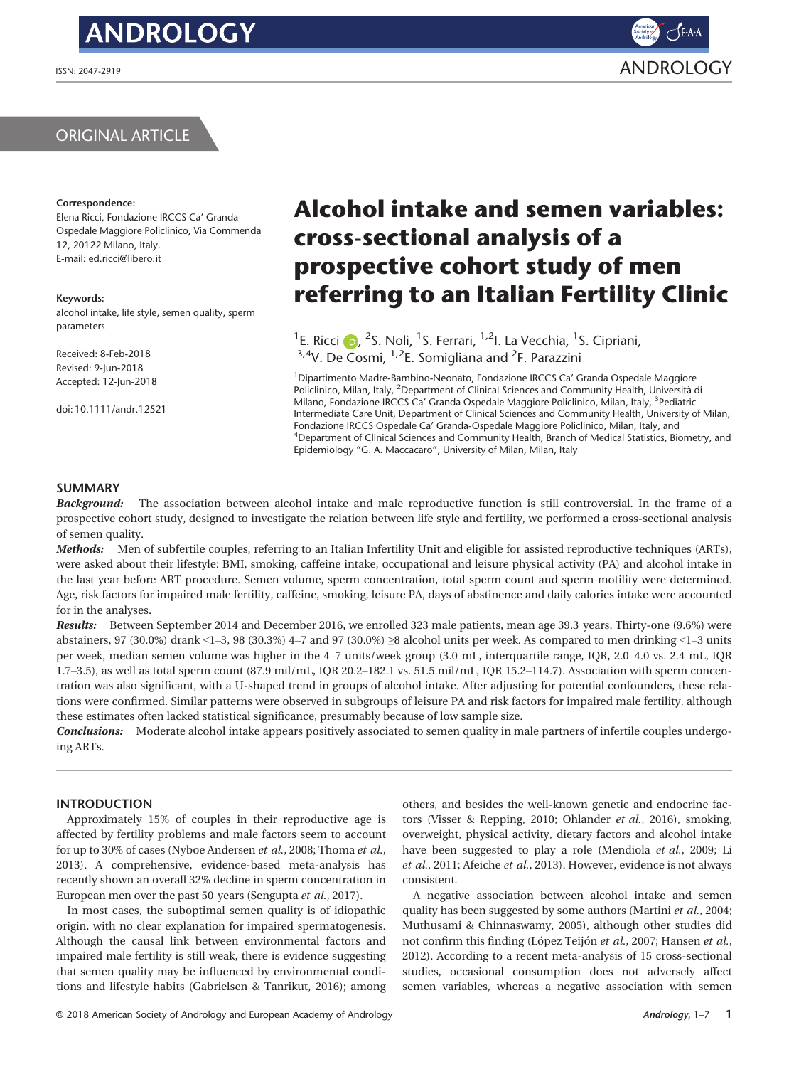ORIGINAL ARTICLE

**Correspondence:**
Elena Ricci, Fondazione IRCCS Ca' Granda Ospedale Maggiore Policlinico, Via Commenda 12, 20122 Milano, Italy.
E-mail: ed.ricci@libero.it

**Keywords:**
alcohol intake, life style, semen quality, sperm parameters

Received: 8-Feb-2018
Revised: 9-Jun-2018
Accepted: 12-Jun-2018

doi: 10.1111/andr.12521

# Alcohol intake and semen variables: cross-sectional analysis of a prospective cohort study of men referring to an Italian Fertility Clinic

[1]E. Ricci, [2]S. Noli, [1]S. Ferrari, [1,2]I. La Vecchia, [1]S. Cipriani, [3,4]V. De Cosmi, [1,2]E. Somigliana and [2]F. Parazzini

[1]Dipartimento Madre-Bambino-Neonato, Fondazione IRCCS Ca' Granda Ospedale Maggiore Policlinico, Milan, Italy, [2]Department of Clinical Sciences and Community Health, Università di Milano, Fondazione IRCCS Ca' Granda Ospedale Maggiore Policlinico, Milan, Italy, [3]Pediatric Intermediate Care Unit, Department of Clinical Sciences and Community Health, University of Milan, Fondazione IRCCS Ospedale Ca' Granda-Ospedale Maggiore Policlinico, Milan, Italy, and [4]Department of Clinical Sciences and Community Health, Branch of Medical Statistics, Biometry, and Epidemiology "G. A. Maccacaro", University of Milan, Milan, Italy

## SUMMARY

***Background:*** The association between alcohol intake and male reproductive function is still controversial. In the frame of a prospective cohort study, designed to investigate the relation between life style and fertility, we performed a cross-sectional analysis of semen quality.

***Methods:*** Men of subfertile couples, referring to an Italian Infertility Unit and eligible for assisted reproductive techniques (ARTs), were asked about their lifestyle: BMI, smoking, caffeine intake, occupational and leisure physical activity (PA) and alcohol intake in the last year before ART procedure. Semen volume, sperm concentration, total sperm count and sperm motility were determined. Age, risk factors for impaired male fertility, caffeine, smoking, leisure PA, days of abstinence and daily calories intake were accounted for in the analyses.

***Results:*** Between September 2014 and December 2016, we enrolled 323 male patients, mean age 39.3 years. Thirty-one (9.6%) were abstainers, 97 (30.0%) drank <1–3, 98 (30.3%) 4–7 and 97 (30.0%) ≥8 alcohol units per week. As compared to men drinking <1–3 units per week, median semen volume was higher in the 4–7 units/week group (3.0 mL, interquartile range, IQR, 2.0–4.0 vs. 2.4 mL, IQR 1.7–3.5), as well as total sperm count (87.9 mil/mL, IQR 20.2–182.1 vs. 51.5 mil/mL, IQR 15.2–114.7). Association with sperm concentration was also significant, with a U-shaped trend in groups of alcohol intake. After adjusting for potential confounders, these relations were confirmed. Similar patterns were observed in subgroups of leisure PA and risk factors for impaired male fertility, although these estimates often lacked statistical significance, presumably because of low sample size.

***Conclusions:*** Moderate alcohol intake appears positively associated to semen quality in male partners of infertile couples undergoing ARTs.

## INTRODUCTION

Approximately 15% of couples in their reproductive age is affected by fertility problems and male factors seem to account for up to 30% of cases (Nyboe Andersen *et al.*, 2008; Thoma *et al.*, 2013). A comprehensive, evidence-based meta-analysis has recently shown an overall 32% decline in sperm concentration in European men over the past 50 years (Sengupta *et al.*, 2017).

In most cases, the suboptimal semen quality is of idiopathic origin, with no clear explanation for impaired spermatogenesis. Although the causal link between environmental factors and impaired male fertility is still weak, there is evidence suggesting that semen quality may be influenced by environmental conditions and lifestyle habits (Gabrielsen & Tanrikut, 2016); among others, and besides the well-known genetic and endocrine factors (Visser & Repping, 2010; Ohlander *et al.*, 2016), smoking, overweight, physical activity, dietary factors and alcohol intake have been suggested to play a role (Mendiola *et al.*, 2009; Li *et al.*, 2011; Afeiche *et al.*, 2013). However, evidence is not always consistent.

A negative association between alcohol intake and semen quality has been suggested by some authors (Martini *et al.*, 2004; Muthusami & Chinnaswamy, 2005), although other studies did not confirm this finding (López Teijón *et al.*, 2007; Hansen *et al.*, 2012). According to a recent meta-analysis of 15 cross-sectional studies, occasional consumption does not adversely affect semen variables, whereas a negative association with semen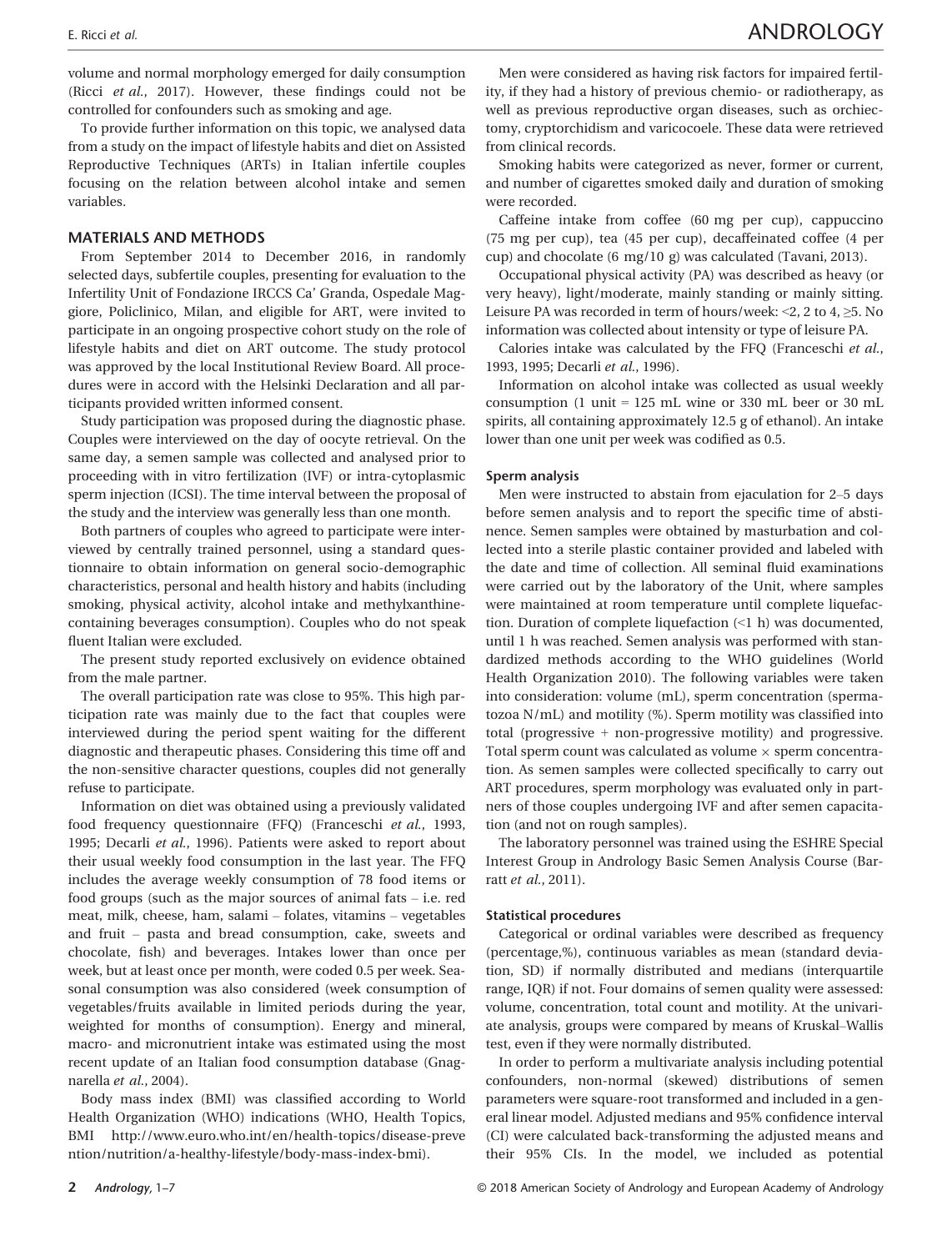volume and normal morphology emerged for daily consumption (Ricci *et al.*, 2017). However, these findings could not be controlled for confounders such as smoking and age.

To provide further information on this topic, we analysed data from a study on the impact of lifestyle habits and diet on Assisted Reproductive Techniques (ARTs) in Italian infertile couples focusing on the relation between alcohol intake and semen variables.

## MATERIALS AND METHODS

From September 2014 to December 2016, in randomly selected days, subfertile couples, presenting for evaluation to the Infertility Unit of Fondazione IRCCS Ca' Granda, Ospedale Maggiore, Policlinico, Milan, and eligible for ART, were invited to participate in an ongoing prospective cohort study on the role of lifestyle habits and diet on ART outcome. The study protocol was approved by the local Institutional Review Board. All procedures were in accord with the Helsinki Declaration and all participants provided written informed consent.

Study participation was proposed during the diagnostic phase. Couples were interviewed on the day of oocyte retrieval. On the same day, a semen sample was collected and analysed prior to proceeding with in vitro fertilization (IVF) or intra-cytoplasmic sperm injection (ICSI). The time interval between the proposal of the study and the interview was generally less than one month.

Both partners of couples who agreed to participate were interviewed by centrally trained personnel, using a standard questionnaire to obtain information on general socio-demographic characteristics, personal and health history and habits (including smoking, physical activity, alcohol intake and methylxanthine-containing beverages consumption). Couples who do not speak fluent Italian were excluded.

The present study reported exclusively on evidence obtained from the male partner.

The overall participation rate was close to 95%. This high participation rate was mainly due to the fact that couples were interviewed during the period spent waiting for the different diagnostic and therapeutic phases. Considering this time off and the non-sensitive character questions, couples did not generally refuse to participate.

Information on diet was obtained using a previously validated food frequency questionnaire (FFQ) (Franceschi *et al.*, 1993, 1995; Decarli *et al.*, 1996). Patients were asked to report about their usual weekly food consumption in the last year. The FFQ includes the average weekly consumption of 78 food items or food groups (such as the major sources of animal fats – i.e. red meat, milk, cheese, ham, salami – folates, vitamins – vegetables and fruit – pasta and bread consumption, cake, sweets and chocolate, fish) and beverages. Intakes lower than once per week, but at least once per month, were coded 0.5 per week. Seasonal consumption was also considered (week consumption of vegetables/fruits available in limited periods during the year, weighted for months of consumption). Energy and mineral, macro- and micronutrient intake was estimated using the most recent update of an Italian food consumption database (Gnagnarella *et al.*, 2004).

Body mass index (BMI) was classified according to World Health Organization (WHO) indications (WHO, Health Topics, BMI http://www.euro.who.int/en/health-topics/disease-prevention/nutrition/a-healthy-lifestyle/body-mass-index-bmi).

Men were considered as having risk factors for impaired fertility, if they had a history of previous chemio- or radiotherapy, as well as previous reproductive organ diseases, such as orchiectomy, cryptorchidism and varicocoele. These data were retrieved from clinical records.

Smoking habits were categorized as never, former or current, and number of cigarettes smoked daily and duration of smoking were recorded.

Caffeine intake from coffee (60 mg per cup), cappuccino (75 mg per cup), tea (45 per cup), decaffeinated coffee (4 per cup) and chocolate (6 mg/10 g) was calculated (Tavani, 2013).

Occupational physical activity (PA) was described as heavy (or very heavy), light/moderate, mainly standing or mainly sitting. Leisure PA was recorded in term of hours/week: <2, 2 to 4, ≥5. No information was collected about intensity or type of leisure PA.

Calories intake was calculated by the FFQ (Franceschi *et al.*, 1993, 1995; Decarli *et al.*, 1996).

Information on alcohol intake was collected as usual weekly consumption (1 unit = 125 mL wine or 330 mL beer or 30 mL spirits, all containing approximately 12.5 g of ethanol). An intake lower than one unit per week was codified as 0.5.

### Sperm analysis

Men were instructed to abstain from ejaculation for 2–5 days before semen analysis and to report the specific time of abstinence. Semen samples were obtained by masturbation and collected into a sterile plastic container provided and labeled with the date and time of collection. All seminal fluid examinations were carried out by the laboratory of the Unit, where samples were maintained at room temperature until complete liquefaction. Duration of complete liquefaction (<1 h) was documented, until 1 h was reached. Semen analysis was performed with standardized methods according to the WHO guidelines (World Health Organization 2010). The following variables were taken into consideration: volume (mL), sperm concentration (spermatozoa N/mL) and motility (%). Sperm motility was classified into total (progressive + non-progressive motility) and progressive. Total sperm count was calculated as volume × sperm concentration. As semen samples were collected specifically to carry out ART procedures, sperm morphology was evaluated only in partners of those couples undergoing IVF and after semen capacitation (and not on rough samples).

The laboratory personnel was trained using the ESHRE Special Interest Group in Andrology Basic Semen Analysis Course (Barratt *et al.*, 2011).

### Statistical procedures

Categorical or ordinal variables were described as frequency (percentage,%), continuous variables as mean (standard deviation, SD) if normally distributed and medians (interquartile range, IQR) if not. Four domains of semen quality were assessed: volume, concentration, total count and motility. At the univariate analysis, groups were compared by means of Kruskal–Wallis test, even if they were normally distributed.

In order to perform a multivariate analysis including potential confounders, non-normal (skewed) distributions of semen parameters were square-root transformed and included in a general linear model. Adjusted medians and 95% confidence interval (CI) were calculated back-transforming the adjusted means and their 95% CIs. In the model, we included as potential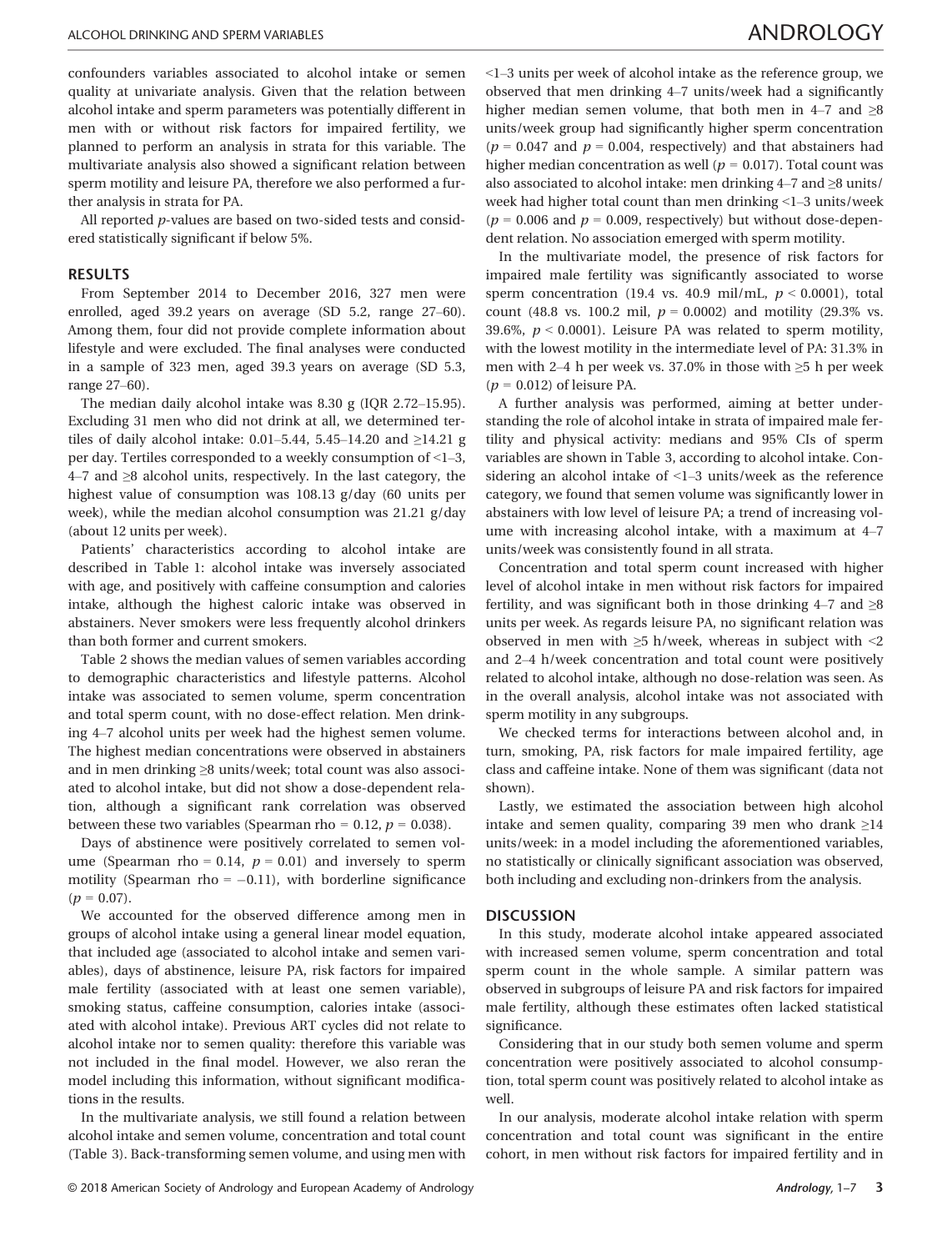confounders variables associated to alcohol intake or semen quality at univariate analysis. Given that the relation between alcohol intake and sperm parameters was potentially different in men with or without risk factors for impaired fertility, we planned to perform an analysis in strata for this variable. The multivariate analysis also showed a significant relation between sperm motility and leisure PA, therefore we also performed a further analysis in strata for PA.

All reported *p*-values are based on two-sided tests and considered statistically significant if below 5%.

## RESULTS

From September 2014 to December 2016, 327 men were enrolled, aged 39.2 years on average (SD 5.2, range 27–60). Among them, four did not provide complete information about lifestyle and were excluded. The final analyses were conducted in a sample of 323 men, aged 39.3 years on average (SD 5.3, range 27–60).

The median daily alcohol intake was 8.30 g (IQR 2.72–15.95). Excluding 31 men who did not drink at all, we determined tertiles of daily alcohol intake: 0.01–5.44, 5.45–14.20 and ≥14.21 g per day. Tertiles corresponded to a weekly consumption of <1–3, 4–7 and ≥8 alcohol units, respectively. In the last category, the highest value of consumption was 108.13 g/day (60 units per week), while the median alcohol consumption was 21.21 g/day (about 12 units per week).

Patients' characteristics according to alcohol intake are described in Table 1: alcohol intake was inversely associated with age, and positively with caffeine consumption and calories intake, although the highest caloric intake was observed in abstainers. Never smokers were less frequently alcohol drinkers than both former and current smokers.

Table 2 shows the median values of semen variables according to demographic characteristics and lifestyle patterns. Alcohol intake was associated to semen volume, sperm concentration and total sperm count, with no dose-effect relation. Men drinking 4–7 alcohol units per week had the highest semen volume. The highest median concentrations were observed in abstainers and in men drinking ≥8 units/week; total count was also associated to alcohol intake, but did not show a dose-dependent relation, although a significant rank correlation was observed between these two variables (Spearman rho = 0.12, $p = 0.038$).

Days of abstinence were positively correlated to semen volume (Spearman rho = 0.14, $p = 0.01$) and inversely to sperm motility (Spearman rho = −0.11), with borderline significance ($p = 0.07$).

We accounted for the observed difference among men in groups of alcohol intake using a general linear model equation, that included age (associated to alcohol intake and semen variables), days of abstinence, leisure PA, risk factors for impaired male fertility (associated with at least one semen variable), smoking status, caffeine consumption, calories intake (associated with alcohol intake). Previous ART cycles did not relate to alcohol intake nor to semen quality: therefore this variable was not included in the final model. However, we also reran the model including this information, without significant modifications in the results.

In the multivariate analysis, we still found a relation between alcohol intake and semen volume, concentration and total count (Table 3). Back-transforming semen volume, and using men with <1–3 units per week of alcohol intake as the reference group, we observed that men drinking 4–7 units/week had a significantly higher median semen volume, that both men in 4–7 and ≥8 units/week group had significantly higher sperm concentration ($p = 0.047$ and $p = 0.004$, respectively) and that abstainers had higher median concentration as well ($p = 0.017$). Total count was also associated to alcohol intake: men drinking 4–7 and ≥8 units/week had higher total count than men drinking <1–3 units/week ($p = 0.006$ and $p = 0.009$, respectively) but without dose-dependent relation. No association emerged with sperm motility.

In the multivariate model, the presence of risk factors for impaired male fertility was significantly associated to worse sperm concentration (19.4 vs. 40.9 mil/mL, $p < 0.0001$), total count (48.8 vs. 100.2 mil, $p = 0.0002$) and motility (29.3% vs. 39.6%, $p < 0.0001$). Leisure PA was related to sperm motility, with the lowest motility in the intermediate level of PA: 31.3% in men with 2–4 h per week vs. 37.0% in those with ≥5 h per week ($p = 0.012$) of leisure PA.

A further analysis was performed, aiming at better understanding the role of alcohol intake in strata of impaired male fertility and physical activity: medians and 95% CIs of sperm variables are shown in Table 3, according to alcohol intake. Considering an alcohol intake of <1–3 units/week as the reference category, we found that semen volume was significantly lower in abstainers with low level of leisure PA; a trend of increasing volume with increasing alcohol intake, with a maximum at 4–7 units/week was consistently found in all strata.

Concentration and total sperm count increased with higher level of alcohol intake in men without risk factors for impaired fertility, and was significant both in those drinking 4–7 and ≥8 units per week. As regards leisure PA, no significant relation was observed in men with ≥5 h/week, whereas in subject with <2 and 2–4 h/week concentration and total count were positively related to alcohol intake, although no dose-relation was seen. As in the overall analysis, alcohol intake was not associated with sperm motility in any subgroups.

We checked terms for interactions between alcohol and, in turn, smoking, PA, risk factors for male impaired fertility, age class and caffeine intake. None of them was significant (data not shown).

Lastly, we estimated the association between high alcohol intake and semen quality, comparing 39 men who drank ≥14 units/week: in a model including the aforementioned variables, no statistically or clinically significant association was observed, both including and excluding non-drinkers from the analysis.

## DISCUSSION

In this study, moderate alcohol intake appeared associated with increased semen volume, sperm concentration and total sperm count in the whole sample. A similar pattern was observed in subgroups of leisure PA and risk factors for impaired male fertility, although these estimates often lacked statistical significance.

Considering that in our study both semen volume and sperm concentration were positively associated to alcohol consumption, total sperm count was positively related to alcohol intake as well.

In our analysis, moderate alcohol intake relation with sperm concentration and total count was significant in the entire cohort, in men without risk factors for impaired fertility and in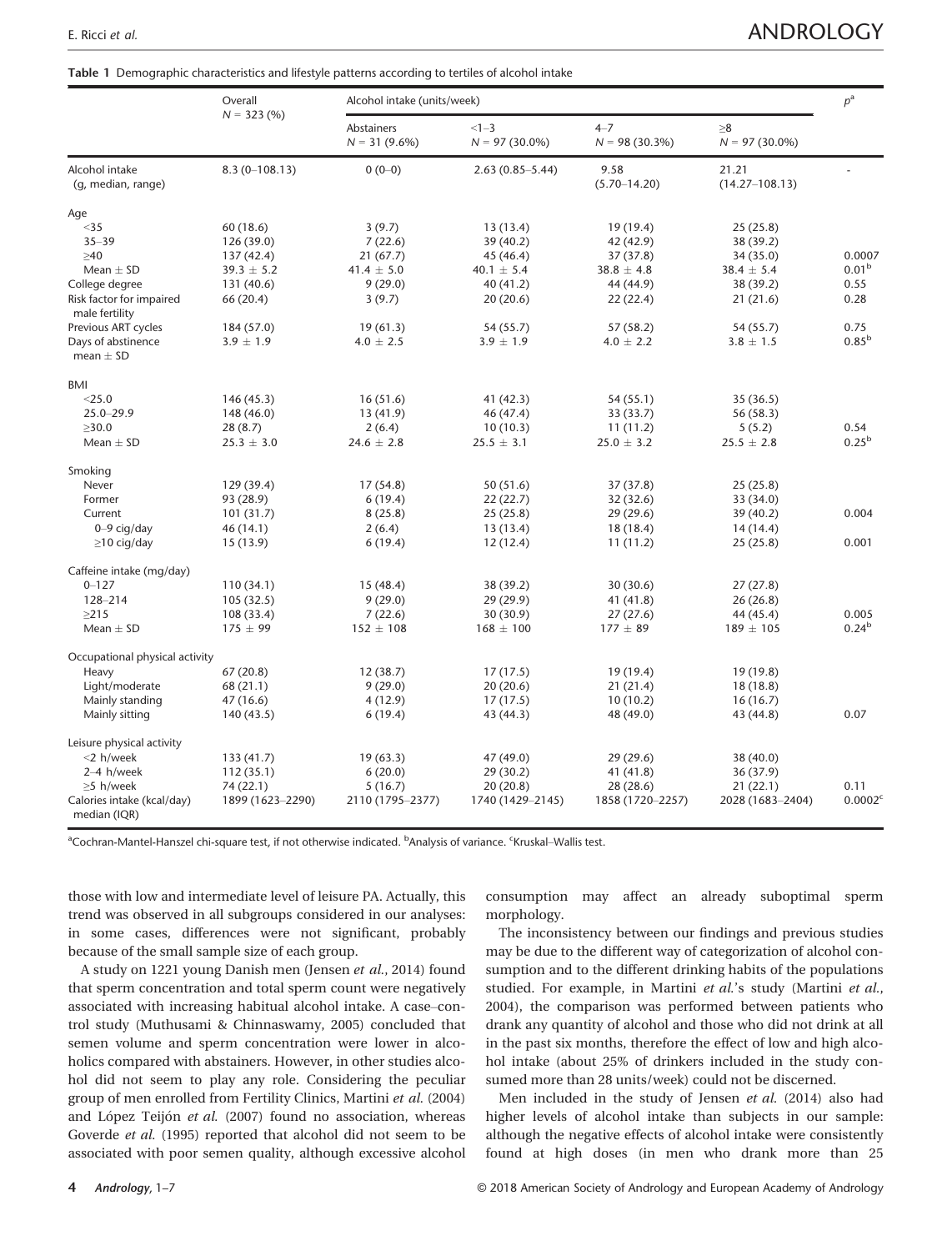**Table 1** Demographic characteristics and lifestyle patterns according to tertiles of alcohol intake

| | Overall $N = 323$ (%) | Alcohol intake (units/week) | | | | $p$[a] |
|---|---|---|---|---|---|---|
| | | Abstainers $N = 31$ (9.6%) | <1–3 $N = 97$ (30.0%) | 4–7 $N = 98$ (30.3%) | ≥8 $N = 97$ (30.0%) | |
| Alcohol intake (g, median, range) | 8.3 (0–108.13) | 0 (0–0) | 2.63 (0.85–5.44) | 9.58 (5.70–14.20) | 21.21 (14.27–108.13) | - |
| Age | | | | | | |
| <35 | 60 (18.6) | 3 (9.7) | 13 (13.4) | 19 (19.4) | 25 (25.8) | |
| 35–39 | 126 (39.0) | 7 (22.6) | 39 (40.2) | 42 (42.9) | 38 (39.2) | |
| ≥40 | 137 (42.4) | 21 (67.7) | 45 (46.4) | 37 (37.8) | 34 (35.0) | 0.0007 |
| Mean ± SD | 39.3 ± 5.2 | 41.4 ± 5.0 | 40.1 ± 5.4 | 38.8 ± 4.8 | 38.4 ± 5.4 | 0.01[b] |
| College degree | 131 (40.6) | 9 (29.0) | 40 (41.2) | 44 (44.9) | 38 (39.2) | 0.55 |
| Risk factor for impaired male fertility | 66 (20.4) | 3 (9.7) | 20 (20.6) | 22 (22.4) | 21 (21.6) | 0.28 |
| Previous ART cycles | 184 (57.0) | 19 (61.3) | 54 (55.7) | 57 (58.2) | 54 (55.7) | 0.75 |
| Days of abstinence mean ± SD | 3.9 ± 1.9 | 4.0 ± 2.5 | 3.9 ± 1.9 | 4.0 ± 2.2 | 3.8 ± 1.5 | 0.85[b] |
| BMI | | | | | | |
| <25.0 | 146 (45.3) | 16 (51.6) | 41 (42.3) | 54 (55.1) | 35 (36.5) | |
| 25.0–29.9 | 148 (46.0) | 13 (41.9) | 46 (47.4) | 33 (33.7) | 56 (58.3) | |
| ≥30.0 | 28 (8.7) | 2 (6.4) | 10 (10.3) | 11 (11.2) | 5 (5.2) | 0.54 |
| Mean ± SD | 25.3 ± 3.0 | 24.6 ± 2.8 | 25.5 ± 3.1 | 25.0 ± 3.2 | 25.5 ± 2.8 | 0.25[b] |
| Smoking | | | | | | |
| Never | 129 (39.4) | 17 (54.8) | 50 (51.6) | 37 (37.8) | 25 (25.8) | |
| Former | 93 (28.9) | 6 (19.4) | 22 (22.7) | 32 (32.6) | 33 (34.0) | |
| Current | 101 (31.7) | 8 (25.8) | 25 (25.8) | 29 (29.6) | 39 (40.2) | 0.004 |
| 0–9 cig/day | 46 (14.1) | 2 (6.4) | 13 (13.4) | 18 (18.4) | 14 (14.4) | |
| ≥10 cig/day | 15 (13.9) | 6 (19.4) | 12 (12.4) | 11 (11.2) | 25 (25.8) | 0.001 |
| Caffeine intake (mg/day) | | | | | | |
| 0–127 | 110 (34.1) | 15 (48.4) | 38 (39.2) | 30 (30.6) | 27 (27.8) | |
| 128–214 | 105 (32.5) | 9 (29.0) | 29 (29.9) | 41 (41.8) | 26 (26.8) | |
| ≥215 | 108 (33.4) | 7 (22.6) | 30 (30.9) | 27 (27.6) | 44 (45.4) | 0.005 |
| Mean ± SD | 175 ± 99 | 152 ± 108 | 168 ± 100 | 177 ± 89 | 189 ± 105 | 0.24[b] |
| Occupational physical activity | | | | | | |
| Heavy | 67 (20.8) | 12 (38.7) | 17 (17.5) | 19 (19.4) | 19 (19.8) | |
| Light/moderate | 68 (21.1) | 9 (29.0) | 20 (20.6) | 21 (21.4) | 18 (18.8) | |
| Mainly standing | 47 (16.6) | 4 (12.9) | 17 (17.5) | 10 (10.2) | 16 (16.7) | |
| Mainly sitting | 140 (43.5) | 6 (19.4) | 43 (44.3) | 48 (49.0) | 43 (44.8) | 0.07 |
| Leisure physical activity | | | | | | |
| <2 h/week | 133 (41.7) | 19 (63.3) | 47 (49.0) | 29 (29.6) | 38 (40.0) | |
| 2–4 h/week | 112 (35.1) | 6 (20.0) | 29 (30.2) | 41 (41.8) | 36 (37.9) | |
| ≥5 h/week | 74 (22.1) | 5 (16.7) | 20 (20.8) | 28 (28.6) | 21 (22.1) | 0.11 |
| Calories intake (kcal/day) median (IQR) | 1899 (1623–2290) | 2110 (1795–2377) | 1740 (1429–2145) | 1858 (1720–2257) | 2028 (1683–2404) | 0.0002[c] |

[a]Cochran-Mantel-Hanszel chi-square test, if not otherwise indicated. [b]Analysis of variance. [c]Kruskal–Wallis test.

those with low and intermediate level of leisure PA. Actually, this trend was observed in all subgroups considered in our analyses: in some cases, differences were not significant, probably because of the small sample size of each group.

A study on 1221 young Danish men (Jensen *et al.*, 2014) found that sperm concentration and total sperm count were negatively associated with increasing habitual alcohol intake. A case–control study (Muthusami & Chinnaswamy, 2005) concluded that semen volume and sperm concentration were lower in alcoholics compared with abstainers. However, in other studies alcohol did not seem to play any role. Considering the peculiar group of men enrolled from Fertility Clinics, Martini *et al.* (2004) and López Teijón *et al.* (2007) found no association, whereas Goverde *et al.* (1995) reported that alcohol did not seem to be associated with poor semen quality, although excessive alcohol consumption may affect an already suboptimal sperm morphology.

The inconsistency between our findings and previous studies may be due to the different way of categorization of alcohol consumption and to the different drinking habits of the populations studied. For example, in Martini *et al.*'s study (Martini *et al.*, 2004), the comparison was performed between patients who drank any quantity of alcohol and those who did not drink at all in the past six months, therefore the effect of low and high alcohol intake (about 25% of drinkers included in the study consumed more than 28 units/week) could not be discerned.

Men included in the study of Jensen *et al.* (2014) also had higher levels of alcohol intake than subjects in our sample: although the negative effects of alcohol intake were consistently found at high doses (in men who drank more than 25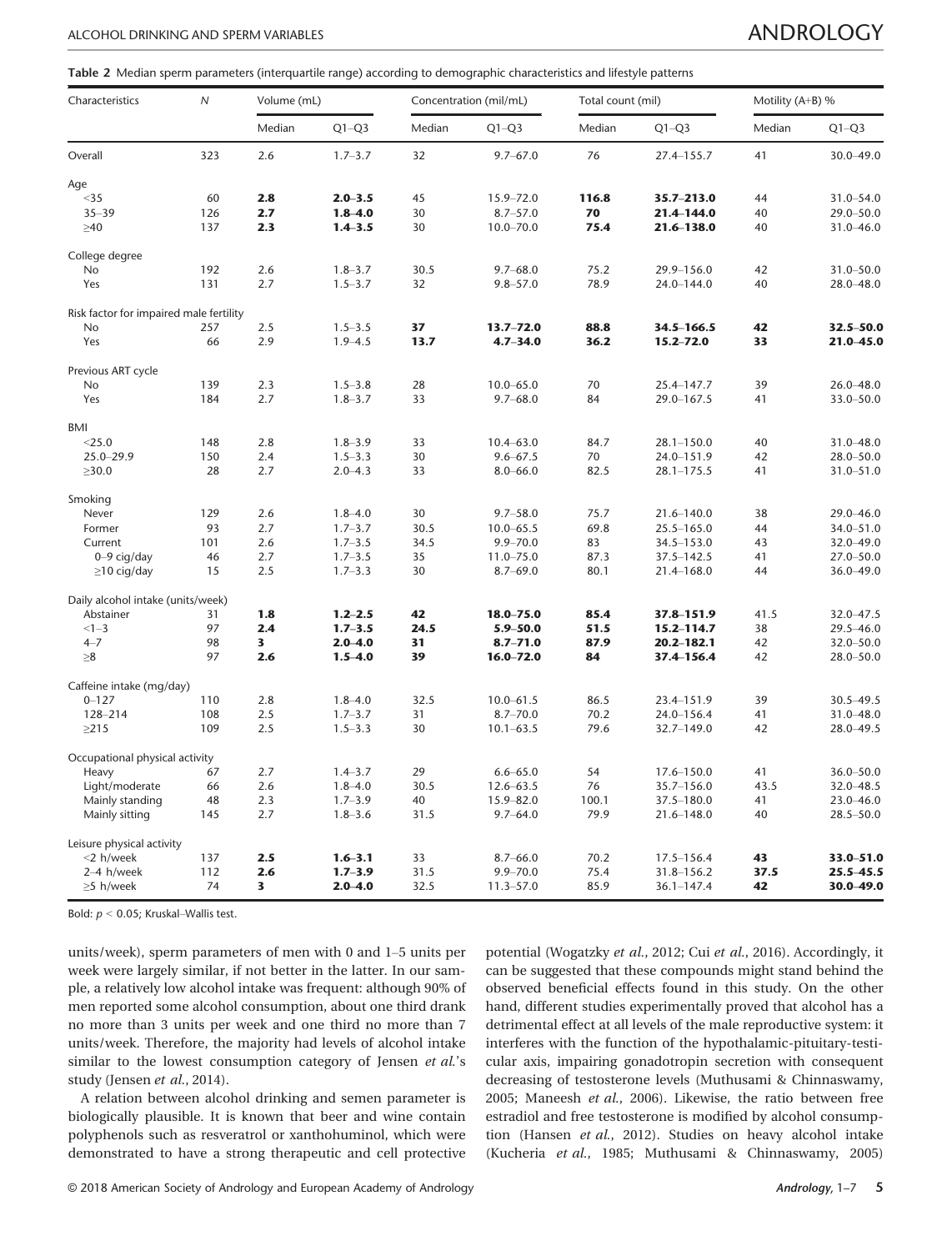**Table 2** Median sperm parameters (interquartile range) according to demographic characteristics and lifestyle patterns

| Characteristics | N | Volume (mL) | | Concentration (mil/mL) | | Total count (mil) | | Motility (A+B) % | |
|---|---|---|---|---|---|---|---|---|---|
| | | Median | Q1–Q3 | Median | Q1–Q3 | Median | Q1–Q3 | Median | Q1–Q3 |
| Overall | 323 | 2.6 | 1.7–3.7 | 32 | 9.7–67.0 | 76 | 27.4–155.7 | 41 | 30.0–49.0 |
| Age | | | | | | | | | |
| <35 | 60 | **2.8** | **2.0–3.5** | 45 | 15.9–72.0 | **116.8** | **35.7–213.0** | 44 | 31.0–54.0 |
| 35–39 | 126 | **2.7** | **1.8–4.0** | 30 | 8.7–57.0 | **70** | **21.4–144.0** | 40 | 29.0–50.0 |
| ≥40 | 137 | **2.3** | **1.4–3.5** | 30 | 10.0–70.0 | **75.4** | **21.6–138.0** | 40 | 31.0–46.0 |
| College degree | | | | | | | | | |
| No | 192 | 2.6 | 1.8–3.7 | 30.5 | 9.7–68.0 | 75.2 | 29.9–156.0 | 42 | 31.0–50.0 |
| Yes | 131 | 2.7 | 1.5–3.7 | 32 | 9.8–57.0 | 78.9 | 24.0–144.0 | 40 | 28.0–48.0 |
| Risk factor for impaired male fertility | | | | | | | | | |
| No | 257 | 2.5 | 1.5–3.5 | **37** | **13.7–72.0** | **88.8** | **34.5–166.5** | **42** | **32.5–50.0** |
| Yes | 66 | 2.9 | 1.9–4.5 | **13.7** | **4.7–34.0** | **36.2** | **15.2–72.0** | **33** | **21.0–45.0** |
| Previous ART cycle | | | | | | | | | |
| No | 139 | 2.3 | 1.5–3.8 | 28 | 10.0–65.0 | 70 | 25.4–147.7 | 39 | 26.0–48.0 |
| Yes | 184 | 2.7 | 1.8–3.7 | 33 | 9.7–68.0 | 84 | 29.0–167.5 | 41 | 33.0–50.0 |
| BMI | | | | | | | | | |
| <25.0 | 148 | 2.8 | 1.8–3.9 | 33 | 10.4–63.0 | 84.7 | 28.1–150.0 | 40 | 31.0–48.0 |
| 25.0–29.9 | 150 | 2.4 | 1.5–3.3 | 30 | 9.6–67.5 | 70 | 24.0–151.9 | 42 | 28.0–50.0 |
| ≥30.0 | 28 | 2.7 | 2.0–4.3 | 33 | 8.0–66.0 | 82.5 | 28.1–175.5 | 41 | 31.0–51.0 |
| Smoking | | | | | | | | | |
| Never | 129 | 2.6 | 1.8–4.0 | 30 | 9.7–58.0 | 75.7 | 21.6–140.0 | 38 | 29.0–46.0 |
| Former | 93 | 2.7 | 1.7–3.7 | 30.5 | 10.0–65.5 | 69.8 | 25.5–165.0 | 44 | 34.0–51.0 |
| Current | 101 | 2.6 | 1.7–3.5 | 34.5 | 9.9–70.0 | 83 | 34.5–153.0 | 43 | 32.0–49.0 |
| 0–9 cig/day | 46 | 2.7 | 1.7–3.5 | 35 | 11.0–75.0 | 87.3 | 37.5–142.5 | 41 | 27.0–50.0 |
| ≥10 cig/day | 15 | 2.5 | 1.7–3.3 | 30 | 8.7–69.0 | 80.1 | 21.4–168.0 | 44 | 36.0–49.0 |
| Daily alcohol intake (units/week) | | | | | | | | | |
| Abstainer | 31 | **1.8** | **1.2–2.5** | **42** | **18.0–75.0** | **85.4** | **37.8–151.9** | 41.5 | 32.0–47.5 |
| <1–3 | 97 | **2.4** | **1.7–3.5** | **24.5** | **5.9–50.0** | **51.5** | **15.2–114.7** | 38 | 29.5–46.0 |
| 4–7 | 98 | **3** | **2.0–4.0** | **31** | **8.7–71.0** | **87.9** | **20.2–182.1** | 42 | 32.0–50.0 |
| ≥8 | 97 | **2.6** | **1.5–4.0** | **39** | **16.0–72.0** | **84** | **37.4–156.4** | 42 | 28.0–50.0 |
| Caffeine intake (mg/day) | | | | | | | | | |
| 0–127 | 110 | 2.8 | 1.8–4.0 | 32.5 | 10.0–61.5 | 86.5 | 23.4–151.9 | 39 | 30.5–49.5 |
| 128–214 | 108 | 2.5 | 1.7–3.7 | 31 | 8.7–70.0 | 70.2 | 24.0–156.4 | 41 | 31.0–48.0 |
| ≥215 | 109 | 2.5 | 1.5–3.3 | 30 | 10.1–63.5 | 79.6 | 32.7–149.0 | 42 | 28.0–49.5 |
| Occupational physical activity | | | | | | | | | |
| Heavy | 67 | 2.7 | 1.4–3.7 | 29 | 6.6–65.0 | 54 | 17.6–150.0 | 41 | 36.0–50.0 |
| Light/moderate | 66 | 2.6 | 1.8–4.0 | 30.5 | 12.6–63.5 | 76 | 35.7–156.0 | 43.5 | 32.0–48.5 |
| Mainly standing | 48 | 2.3 | 1.7–3.9 | 40 | 15.9–82.0 | 100.1 | 37.5–180.0 | 41 | 23.0–46.0 |
| Mainly sitting | 145 | 2.7 | 1.8–3.6 | 31.5 | 9.7–64.0 | 79.9 | 21.6–148.0 | 40 | 28.5–50.0 |
| Leisure physical activity | | | | | | | | | |
| <2 h/week | 137 | **2.5** | **1.6–3.1** | 33 | 8.7–66.0 | 70.2 | 17.5–156.4 | **43** | **33.0–51.0** |
| 2–4 h/week | 112 | **2.6** | **1.7–3.9** | 31.5 | 9.9–70.0 | 75.4 | 31.8–156.2 | **37.5** | **25.5–45.5** |
| ≥5 h/week | 74 | **3** | **2.0–4.0** | 32.5 | 11.3–57.0 | 85.9 | 36.1–147.4 | **42** | **30.0–49.0** |

Bold: $p < 0.05$; Kruskal–Wallis test.

units/week), sperm parameters of men with 0 and 1–5 units per week were largely similar, if not better in the latter. In our sample, a relatively low alcohol intake was frequent: although 90% of men reported some alcohol consumption, about one third drank no more than 3 units per week and one third no more than 7 units/week. Therefore, the majority had levels of alcohol intake similar to the lowest consumption category of Jensen *et al.*'s study (Jensen *et al.*, 2014).

A relation between alcohol drinking and semen parameter is biologically plausible. It is known that beer and wine contain polyphenols such as resveratrol or xanthohuminol, which were demonstrated to have a strong therapeutic and cell protective potential (Wogatzky *et al.*, 2012; Cui *et al.*, 2016). Accordingly, it can be suggested that these compounds might stand behind the observed beneficial effects found in this study. On the other hand, different studies experimentally proved that alcohol has a detrimental effect at all levels of the male reproductive system: it interferes with the function of the hypothalamic-pituitary-testicular axis, impairing gonadotropin secretion with consequent decreasing of testosterone levels (Muthusami & Chinnaswamy, 2005; Maneesh *et al.*, 2006). Likewise, the ratio between free estradiol and free testosterone is modified by alcohol consumption (Hansen *et al.*, 2012). Studies on heavy alcohol intake (Kucheria *et al.*, 1985; Muthusami & Chinnaswamy, 2005)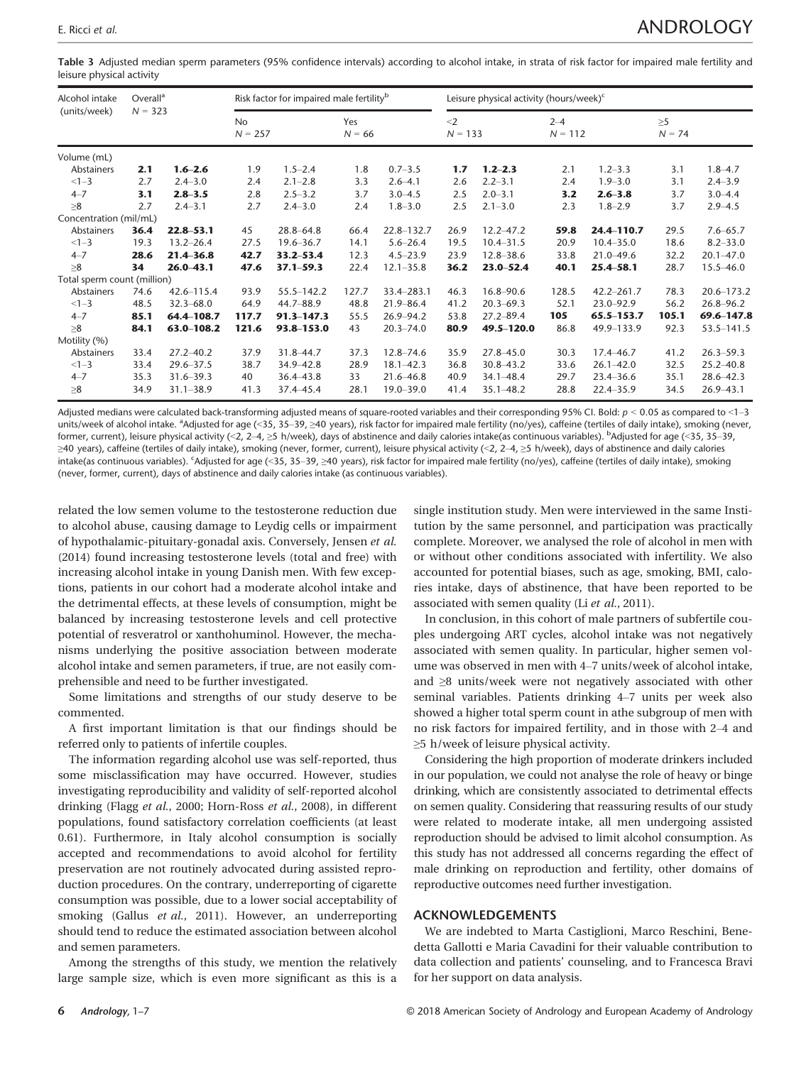**Table 3** Adjusted median sperm parameters (95% confidence intervals) according to alcohol intake, in strata of risk factor for impaired male fertility and leisure physical activity

| Alcohol intake (units/week) | Overall[a] $N = 323$ | | Risk factor for impaired male fertility[b] | | | | Leisure physical activity (hours/week)[c] | | | | | |
|---|---|---|---|---|---|---|---|---|---|---|---|---|
| | | | No $N = 257$ | | Yes $N = 66$ | | <2 $N = 133$ | | 2–4 $N = 112$ | | ≥5 $N = 74$ | |
| Volume (mL) | | | | | | | | | | | | |
| Abstainers | **2.1** | **1.6–2.6** | 1.9 | 1.5–2.4 | 1.8 | 0.7–3.5 | **1.7** | **1.2–2.3** | 2.1 | 1.2–3.3 | 3.1 | 1.8–4.7 |
| <1–3 | 2.7 | 2.4–3.0 | 2.4 | 2.1–2.8 | 3.3 | 2.6–4.1 | 2.6 | 2.2–3.1 | 2.4 | 1.9–3.0 | 3.1 | 2.4–3.9 |
| 4–7 | **3.1** | **2.8–3.5** | 2.8 | 2.5–3.2 | 3.7 | 3.0–4.5 | 2.5 | 2.0–3.1 | **3.2** | **2.6–3.8** | 3.7 | 3.0–4.4 |
| ≥8 | 2.7 | 2.4–3.1 | 2.7 | 2.4–3.0 | 2.4 | 1.8–3.0 | 2.5 | 2.1–3.0 | 2.3 | 1.8–2.9 | 3.7 | 2.9–4.5 |
| Concentration (mil/mL) | | | | | | | | | | | | |
| Abstainers | **36.4** | **22.8–53.1** | 45 | 28.8–64.8 | 66.4 | 22.8–132.7 | 26.9 | 12.2–47.2 | **59.8** | **24.4–110.7** | 29.5 | 7.6–65.7 |
| <1–3 | 19.3 | 13.2–26.4 | 27.5 | 19.6–36.7 | 14.1 | 5.6–26.4 | 19.5 | 10.4–31.5 | 20.9 | 10.4–35.0 | 18.6 | 8.2–33.0 |
| 4–7 | **28.6** | **21.4–36.8** | **42.7** | **33.2–53.4** | 12.3 | 4.5–23.9 | 23.9 | 12.8–38.6 | 33.8 | 21.0–49.6 | 32.2 | 20.1–47.0 |
| ≥8 | **34** | **26.0–43.1** | **47.6** | **37.1–59.3** | 22.4 | 12.1–35.8 | **36.2** | **23.0–52.4** | **40.1** | **25.4–58.1** | 28.7 | 15.5–46.0 |
| Total sperm count (million) | | | | | | | | | | | | |
| Abstainers | 74.6 | 42.6–115.4 | 93.9 | 55.5–142.2 | 127.7 | 33.4–283.1 | 46.3 | 16.8–90.6 | 128.5 | 42.2–261.7 | 78.3 | 20.6–173.2 |
| <1–3 | 48.5 | 32.3–68.0 | 64.9 | 44.7–88.9 | 48.8 | 21.9–86.4 | 41.2 | 20.3–69.3 | 52.1 | 23.0–92.9 | 56.2 | 26.8–96.2 |
| 4–7 | **85.1** | **64.4–108.7** | **117.7** | **91.3–147.3** | 55.5 | 26.9–94.2 | 53.8 | 27.2–89.4 | **105** | **65.5–153.7** | **105.1** | **69.6–147.8** |
| ≥8 | **84.1** | **63.0–108.2** | **121.6** | **93.8–153.0** | 43 | 20.3–74.0 | **80.9** | **49.5–120.0** | 86.8 | 49.9–133.9 | 92.3 | 53.5–141.5 |
| Motility (%) | | | | | | | | | | | | |
| Abstainers | 33.4 | 27.2–40.2 | 37.9 | 31.8–44.7 | 37.3 | 12.8–74.6 | 35.9 | 27.8–45.0 | 30.3 | 17.4–46.7 | 41.2 | 26.3–59.3 |
| <1–3 | 33.4 | 29.6–37.5 | 38.7 | 34.9–42.8 | 28.9 | 18.1–42.3 | 36.8 | 30.8–43.2 | 33.6 | 26.1–42.0 | 32.5 | 25.2–40.8 |
| 4–7 | 35.3 | 31.6–39.3 | 40 | 36.4–43.8 | 33 | 21.6–46.8 | 40.9 | 34.1–48.4 | 29.7 | 23.4–36.6 | 35.1 | 28.6–42.3 |
| ≥8 | 34.9 | 31.1–38.9 | 41.3 | 37.4–45.4 | 28.1 | 19.0–39.0 | 41.4 | 35.1–48.2 | 28.8 | 22.4–35.9 | 34.5 | 26.9–43.1 |

Adjusted medians were calculated back-transforming adjusted means of square-rooted variables and their corresponding 95% CI. Bold: $p < 0.05$ as compared to <1–3 units/week of alcohol intake. [a]Adjusted for age (<35, 35–39, ≥40 years), risk factor for impaired male fertility (no/yes), caffeine (tertiles of daily intake), smoking (never, former, current), leisure physical activity (<2, 2–4, ≥5 h/week), days of abstinence and daily calories intake(as continuous variables). [b]Adjusted for age (<35, 35–39, ≥40 years), caffeine (tertiles of daily intake), smoking (never, former, current), leisure physical activity (<2, 2–4, ≥5 h/week), days of abstinence and daily calories intake(as continuous variables). [c]Adjusted for age (<35, 35–39, ≥40 years), risk factor for impaired male fertility (no/yes), caffeine (tertiles of daily intake), smoking (never, former, current), days of abstinence and daily calories intake (as continuous variables).

related the low semen volume to the testosterone reduction due to alcohol abuse, causing damage to Leydig cells or impairment of hypothalamic-pituitary-gonadal axis. Conversely, Jensen *et al.* (2014) found increasing testosterone levels (total and free) with increasing alcohol intake in young Danish men. With few exceptions, patients in our cohort had a moderate alcohol intake and the detrimental effects, at these levels of consumption, might be balanced by increasing testosterone levels and cell protective potential of resveratrol or xanthohuminol. However, the mechanisms underlying the positive association between moderate alcohol intake and semen parameters, if true, are not easily comprehensible and need to be further investigated.

Some limitations and strengths of our study deserve to be commented.

A first important limitation is that our findings should be referred only to patients of infertile couples.

The information regarding alcohol use was self-reported, thus some misclassification may have occurred. However, studies investigating reproducibility and validity of self-reported alcohol drinking (Flagg *et al.*, 2000; Horn-Ross *et al.*, 2008), in different populations, found satisfactory correlation coefficients (at least 0.61). Furthermore, in Italy alcohol consumption is socially accepted and recommendations to avoid alcohol for fertility preservation are not routinely advocated during assisted reproduction procedures. On the contrary, underreporting of cigarette consumption was possible, due to a lower social acceptability of smoking (Gallus *et al.*, 2011). However, an underreporting should tend to reduce the estimated association between alcohol and semen parameters.

Among the strengths of this study, we mention the relatively large sample size, which is even more significant as this is a single institution study. Men were interviewed in the same Institution by the same personnel, and participation was practically complete. Moreover, we analysed the role of alcohol in men with or without other conditions associated with infertility. We also accounted for potential biases, such as age, smoking, BMI, calories intake, days of abstinence, that have been reported to be associated with semen quality (Li *et al.*, 2011).

In conclusion, in this cohort of male partners of subfertile couples undergoing ART cycles, alcohol intake was not negatively associated with semen quality. In particular, higher semen volume was observed in men with 4–7 units/week of alcohol intake, and ≥8 units/week were not negatively associated with other seminal variables. Patients drinking 4–7 units per week also showed a higher total sperm count in athe subgroup of men with no risk factors for impaired fertility, and in those with 2–4 and ≥5 h/week of leisure physical activity.

Considering the high proportion of moderate drinkers included in our population, we could not analyse the role of heavy or binge drinking, which are consistently associated to detrimental effects on semen quality. Considering that reassuring results of our study were related to moderate intake, all men undergoing assisted reproduction should be advised to limit alcohol consumption. As this study has not addressed all concerns regarding the effect of male drinking on reproduction and fertility, other domains of reproductive outcomes need further investigation.

## ACKNOWLEDGEMENTS

We are indebted to Marta Castiglioni, Marco Reschini, Benedetta Gallotti e Maria Cavadini for their valuable contribution to data collection and patients' counseling, and to Francesca Bravi for her support on data analysis.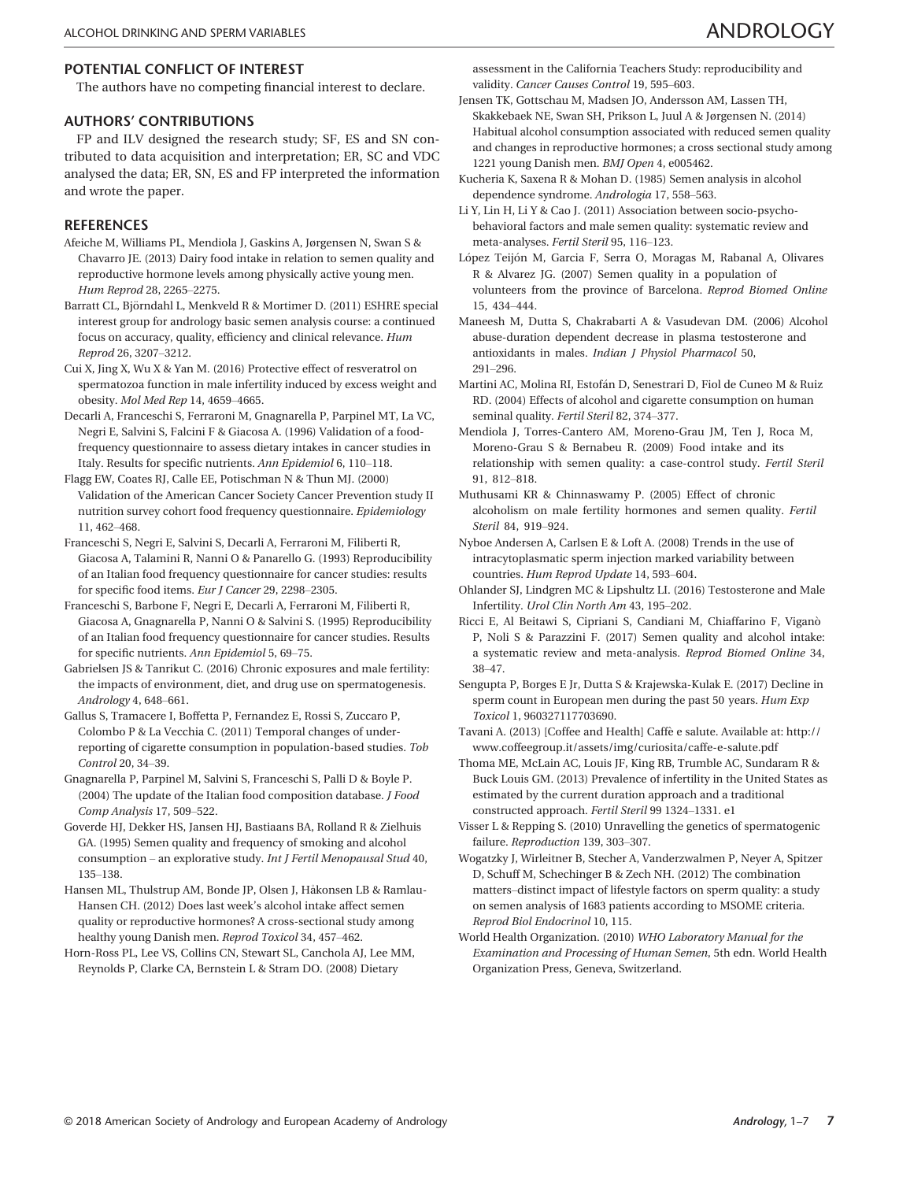## POTENTIAL CONFLICT OF INTEREST

The authors have no competing financial interest to declare.

## AUTHORS' CONTRIBUTIONS

FP and ILV designed the research study; SF, ES and SN contributed to data acquisition and interpretation; ER, SC and VDC analysed the data; ER, SN, ES and FP interpreted the information and wrote the paper.

## REFERENCES

Afeiche M, Williams PL, Mendiola J, Gaskins A, Jørgensen N, Swan S & Chavarro JE. (2013) Dairy food intake in relation to semen quality and reproductive hormone levels among physically active young men. *Hum Reprod* 28, 2265–2275.

Barratt CL, Björndahl L, Menkveld R & Mortimer D. (2011) ESHRE special interest group for andrology basic semen analysis course: a continued focus on accuracy, quality, efficiency and clinical relevance. *Hum Reprod* 26, 3207–3212.

Cui X, Jing X, Wu X & Yan M. (2016) Protective effect of resveratrol on spermatozoa function in male infertility induced by excess weight and obesity. *Mol Med Rep* 14, 4659–4665.

Decarli A, Franceschi S, Ferraroni M, Gnagnarella P, Parpinel MT, La VC, Negri E, Salvini S, Falcini F & Giacosa A. (1996) Validation of a food-frequency questionnaire to assess dietary intakes in cancer studies in Italy. Results for specific nutrients. *Ann Epidemiol* 6, 110–118.

Flagg EW, Coates RJ, Calle EE, Potischman N & Thun MJ. (2000) Validation of the American Cancer Society Cancer Prevention study II nutrition survey cohort food frequency questionnaire. *Epidemiology* 11, 462–468.

Franceschi S, Negri E, Salvini S, Decarli A, Ferraroni M, Filiberti R, Giacosa A, Talamini R, Nanni O & Panarello G. (1993) Reproducibility of an Italian food frequency questionnaire for cancer studies: results for specific food items. *Eur J Cancer* 29, 2298–2305.

Franceschi S, Barbone F, Negri E, Decarli A, Ferraroni M, Filiberti R, Giacosa A, Gnagnarella P, Nanni O & Salvini S. (1995) Reproducibility of an Italian food frequency questionnaire for cancer studies. Results for specific nutrients. *Ann Epidemiol* 5, 69–75.

Gabrielsen JS & Tanrikut C. (2016) Chronic exposures and male fertility: the impacts of environment, diet, and drug use on spermatogenesis. *Andrology* 4, 648–661.

Gallus S, Tramacere I, Boffetta P, Fernandez E, Rossi S, Zuccaro P, Colombo P & La Vecchia C. (2011) Temporal changes of under-reporting of cigarette consumption in population-based studies. *Tob Control* 20, 34–39.

Gnagnarella P, Parpinel M, Salvini S, Franceschi S, Palli D & Boyle P. (2004) The update of the Italian food composition database. *J Food Comp Analysis* 17, 509–522.

Goverde HJ, Dekker HS, Jansen HJ, Bastiaans BA, Rolland R & Zielhuis GA. (1995) Semen quality and frequency of smoking and alcohol consumption – an explorative study. *Int J Fertil Menopausal Stud* 40, 135–138.

Hansen ML, Thulstrup AM, Bonde JP, Olsen J, Håkonsen LB & Ramlau-Hansen CH. (2012) Does last week's alcohol intake affect semen quality or reproductive hormones? A cross-sectional study among healthy young Danish men. *Reprod Toxicol* 34, 457–462.

Horn-Ross PL, Lee VS, Collins CN, Stewart SL, Canchola AJ, Lee MM, Reynolds P, Clarke CA, Bernstein L & Stram DO. (2008) Dietary assessment in the California Teachers Study: reproducibility and validity. *Cancer Causes Control* 19, 595–603.

Jensen TK, Gottschau M, Madsen JO, Andersson AM, Lassen TH, Skakkebaek NE, Swan SH, Prikson L, Juul A & Jørgensen N. (2014) Habitual alcohol consumption associated with reduced semen quality and changes in reproductive hormones; a cross sectional study among 1221 young Danish men. *BMJ Open* 4, e005462.

Kucheria K, Saxena R & Mohan D. (1985) Semen analysis in alcohol dependence syndrome. *Andrologia* 17, 558–563.

Li Y, Lin H, Li Y & Cao J. (2011) Association between socio-psycho-behavioral factors and male semen quality: systematic review and meta-analyses. *Fertil Steril* 95, 116–123.

López Teijón M, Garcia F, Serra O, Moragas M, Rabanal A, Olivares R & Alvarez JG. (2007) Semen quality in a population of volunteers from the province of Barcelona. *Reprod Biomed Online* 15, 434–444.

Maneesh M, Dutta S, Chakrabarti A & Vasudevan DM. (2006) Alcohol abuse-duration dependent decrease in plasma testosterone and antioxidants in males. *Indian J Physiol Pharmacol* 50, 291–296.

Martini AC, Molina RI, Estofán D, Senestrari D, Fiol de Cuneo M & Ruiz RD. (2004) Effects of alcohol and cigarette consumption on human seminal quality. *Fertil Steril* 82, 374–377.

Mendiola J, Torres-Cantero AM, Moreno-Grau JM, Ten J, Roca M, Moreno-Grau S & Bernabeu R. (2009) Food intake and its relationship with semen quality: a case-control study. *Fertil Steril* 91, 812–818.

Muthusami KR & Chinnaswamy P. (2005) Effect of chronic alcoholism on male fertility hormones and semen quality. *Fertil Steril* 84, 919–924.

Nyboe Andersen A, Carlsen E & Loft A. (2008) Trends in the use of intracytoplasmatic sperm injection marked variability between countries. *Hum Reprod Update* 14, 593–604.

Ohlander SJ, Lindgren MC & Lipshultz LI. (2016) Testosterone and Male Infertility. *Urol Clin North Am* 43, 195–202.

Ricci E, Al Beitawi S, Cipriani S, Candiani M, Chiaffarino F, Viganò P, Noli S & Parazzini F. (2017) Semen quality and alcohol intake: a systematic review and meta-analysis. *Reprod Biomed Online* 34, 38–47.

Sengupta P, Borges E Jr, Dutta S & Krajewska-Kulak E. (2017) Decline in sperm count in European men during the past 50 years. *Hum Exp Toxicol* 1, 960327117703690.

Tavani A. (2013) [Coffee and Health] Caffè e salute. Available at: http://www.coffeegroup.it/assets/img/curiosita/caffe-e-salute.pdf

Thoma ME, McLain AC, Louis JF, King RB, Trumble AC, Sundaram R & Buck Louis GM. (2013) Prevalence of infertility in the United States as estimated by the current duration approach and a traditional constructed approach. *Fertil Steril* 99 1324–1331. e1

Visser L & Repping S. (2010) Unravelling the genetics of spermatogenic failure. *Reproduction* 139, 303–307.

Wogatzky J, Wirleitner B, Stecher A, Vanderzwalmen P, Neyer A, Spitzer D, Schuff M, Schechinger B & Zech NH. (2012) The combination matters–distinct impact of lifestyle factors on sperm quality: a study on semen analysis of 1683 patients according to MSOME criteria. *Reprod Biol Endocrinol* 10, 115.

World Health Organization. (2010) *WHO Laboratory Manual for the Examination and Processing of Human Semen*, 5th edn. World Health Organization Press, Geneva, Switzerland.